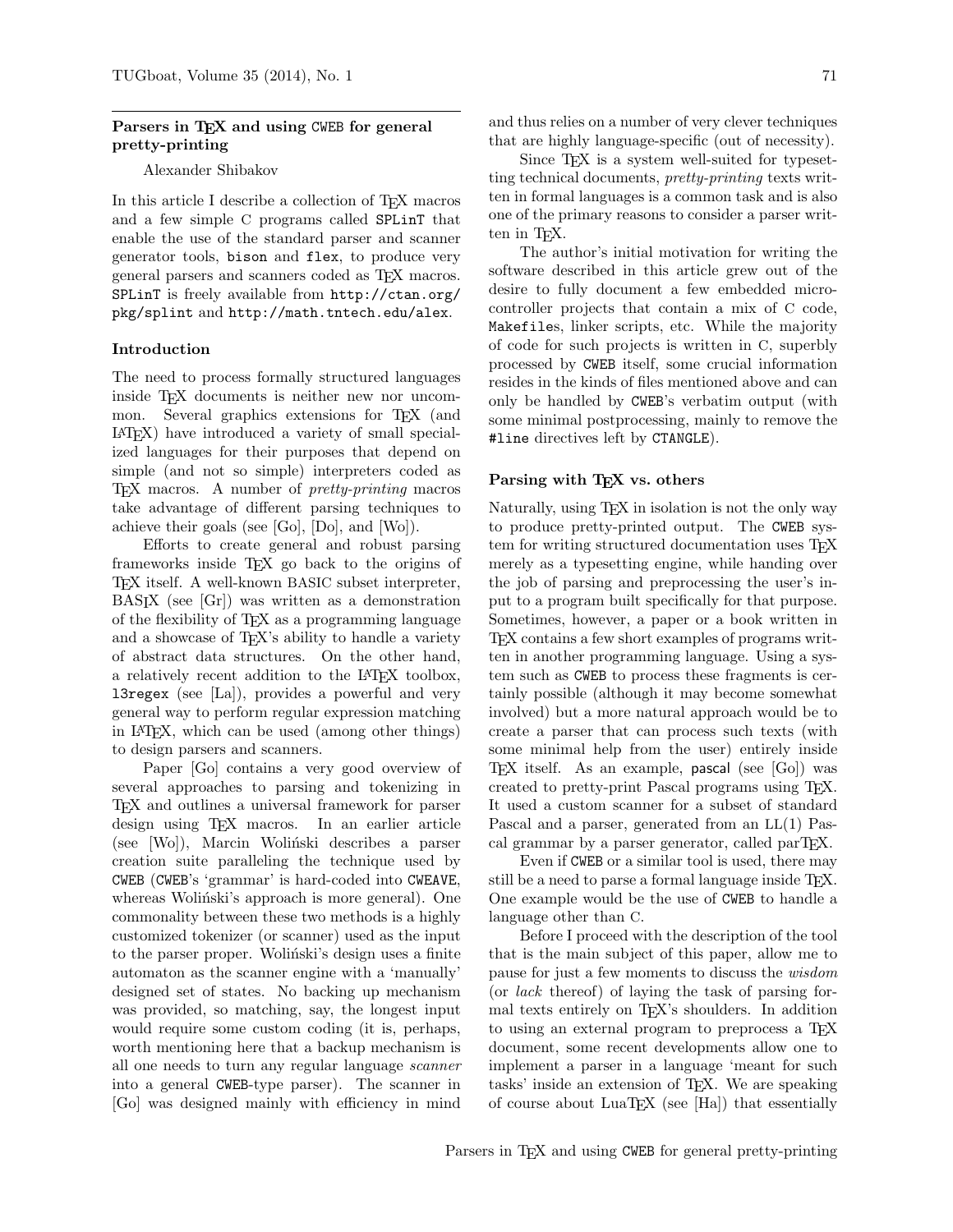## Parsers in TEX and using CWEB for general pretty-printing

Alexander Shibakov

In this article I describe a collection of TEX macros and a few simple C programs called SPLinT that enable the use of the standard parser and scanner generator tools, bison and flex, to produce very general parsers and scanners coded as TEX macros. SPLinT is freely available from http://ctan.org/pkg/splint and http://math.tntech.edu/alex.

### Introduction

The need to process formally structured languages inside TEX documents is neither new nor uncommon. Several graphics extensions for TEX (and LATEX) have introduced a variety of small specialized languages for their purposes that depend on simple (and not so simple) interpreters coded as TEX macros. A number of *pretty-printing* macros take advantage of different parsing techniques to achieve their goals (see [Go], [Do], and [Wo]).

Efforts to create general and robust parsing frameworks inside TEX go back to the origins of TEX itself. A well-known BASIC subset interpreter, BASIX (see [Gr]) was written as a demonstration of the flexibility of TEX as a programming language and a showcase of TEX's ability to handle a variety of abstract data structures. On the other hand, a relatively recent addition to the LATEX toolbox, l3regex (see [La]), provides a powerful and very general way to perform regular expression matching in LATEX, which can be used (among other things) to design parsers and scanners.

Paper [Go] contains a very good overview of several approaches to parsing and tokenizing in TEX and outlines a universal framework for parser design using TEX macros. In an earlier article (see [Wo]), Marcin Woliński describes a parser creation suite paralleling the technique used by CWEB (CWEB's 'grammar' is hard-coded into CWEAVE, whereas Woliński's approach is more general). One commonality between these two methods is a highly customized tokenizer (or scanner) used as the input to the parser proper. Woliński's design uses a finite automaton as the scanner engine with a 'manually' designed set of states. No backing up mechanism was provided, so matching, say, the longest input would require some custom coding (it is, perhaps, worth mentioning here that a backup mechanism is all one needs to turn any regular language *scanner* into a general CWEB-type parser). The scanner in [Go] was designed mainly with efficiency in mind and thus relies on a number of very clever techniques that are highly language-specific (out of necessity).

Since TEX is a system well-suited for typesetting technical documents, *pretty-printing* texts written in formal languages is a common task and is also one of the primary reasons to consider a parser written in TEX.

The author's initial motivation for writing the software described in this article grew out of the desire to fully document a few embedded microcontroller projects that contain a mix of C code, Makefiles, linker scripts, etc. While the majority of code for such projects is written in C, superbly processed by CWEB itself, some crucial information resides in the kinds of files mentioned above and can only be handled by CWEB's verbatim output (with some minimal postprocessing, mainly to remove the #line directives left by CTANGLE).

### Parsing with TEX vs. others

Naturally, using TEX in isolation is not the only way to produce pretty-printed output. The CWEB system for writing structured documentation uses TEX merely as a typesetting engine, while handing over the job of parsing and preprocessing the user's input to a program built specifically for that purpose. Sometimes, however, a paper or a book written in TEX contains a few short examples of programs written in another programming language. Using a system such as CWEB to process these fragments is certainly possible (although it may become somewhat involved) but a more natural approach would be to create a parser that can process such texts (with some minimal help from the user) entirely inside TEX itself. As an example, pascal (see [Go]) was created to pretty-print Pascal programs using TEX. It used a custom scanner for a subset of standard Pascal and a parser, generated from an LL(1) Pascal grammar by a parser generator, called parTEX.

Even if CWEB or a similar tool is used, there may still be a need to parse a formal language inside TEX. One example would be the use of CWEB to handle a language other than C.

Before I proceed with the description of the tool that is the main subject of this paper, allow me to pause for just a few moments to discuss the *wisdom* (or *lack* thereof) of laying the task of parsing formal texts entirely on TEX's shoulders. In addition to using an external program to preprocess a TEX document, some recent developments allow one to implement a parser in a language 'meant for such tasks' inside an extension of TEX. We are speaking of course about LuaTEX (see [Ha]) that essentially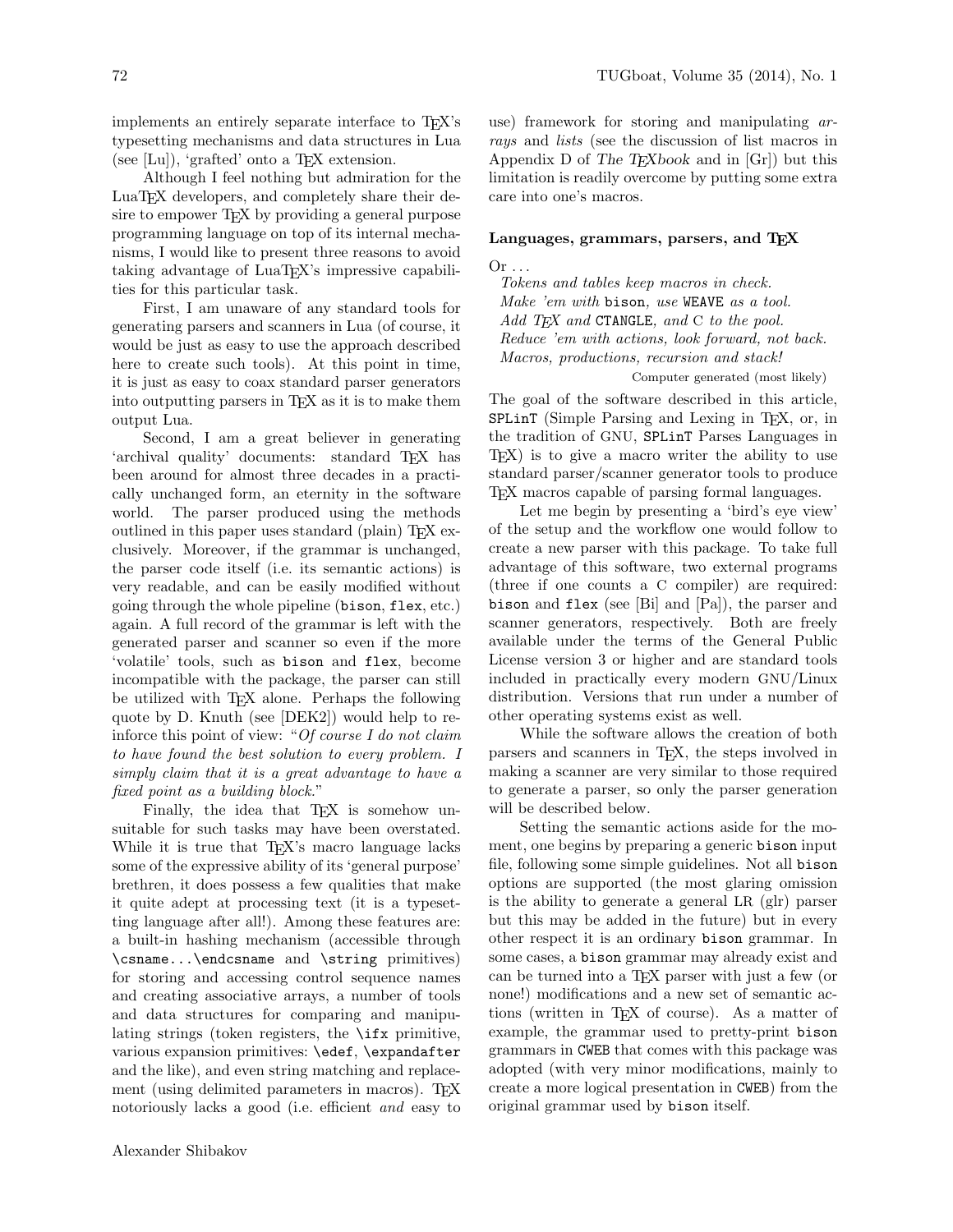implements an entirely separate interface to TeX's typesetting mechanisms and data structures in Lua (see [Lu]), 'grafted' onto a TeX extension.

Although I feel nothing but admiration for the LuaTeX developers, and completely share their desire to empower TeX by providing a general purpose programming language on top of its internal mechanisms, I would like to present three reasons to avoid taking advantage of LuaTeX's impressive capabilities for this particular task.

First, I am unaware of any standard tools for generating parsers and scanners in Lua (of course, it would be just as easy to use the approach described here to create such tools). At this point in time, it is just as easy to coax standard parser generators into outputting parsers in TeX as it is to make them output Lua.

Second, I am a great believer in generating 'archival quality' documents: standard TeX has been around for almost three decades in a practically unchanged form, an eternity in the software world. The parser produced using the methods outlined in this paper uses standard (plain) TeX exclusively. Moreover, if the grammar is unchanged, the parser code itself (i.e. its semantic actions) is very readable, and can be easily modified without going through the whole pipeline (`bison`, `flex`, etc.) again. A full record of the grammar is left with the generated parser and scanner so even if the more 'volatile' tools, such as `bison` and `flex`, become incompatible with the package, the parser can still be utilized with TeX alone. Perhaps the following quote by D. Knuth (see [DEK2]) would help to reinforce this point of view: "*Of course I do not claim to have found the best solution to every problem. I simply claim that it is a great advantage to have a fixed point as a building block.*"

Finally, the idea that TeX is somehow unsuitable for such tasks may have been overstated. While it is true that TeX's macro language lacks some of the expressive ability of its 'general purpose' brethren, it does possess a few qualities that make it quite adept at processing text (it is a typesetting language after all!). Among these features are: a built-in hashing mechanism (accessible through `\csname...\endcsname` and `\string` primitives) for storing and accessing control sequence names and creating associative arrays, a number of tools and data structures for comparing and manipulating strings (token registers, the `\ifx` primitive, various expansion primitives: `\edef`, `\expandafter` and the like), and even string matching and replacement (using delimited parameters in macros). TeX notoriously lacks a good (i.e. efficient *and* easy to use) framework for storing and manipulating *arrays* and *lists* (see the discussion of list macros in Appendix D of *The TeXbook* and in [Gr]) but this limitation is readily overcome by putting some extra care into one's macros.

### Languages, grammars, parsers, and TeX

Or ...

*Tokens and tables keep macros in check.*
*Make 'em with* `bison`*, use* `WEAVE` *as a tool.*
*Add TeX and* `CTANGLE`*, and C to the pool.*
*Reduce 'em with actions, look forward, not back.*
*Macros, productions, recursion and stack!*

Computer generated (most likely)

The goal of the software described in this article, `SPLinT` (Simple Parsing and Lexing in TeX, or, in the tradition of GNU, `SPLinT` Parses Languages in TeX) is to give a macro writer the ability to use standard parser/scanner generator tools to produce TeX macros capable of parsing formal languages.

Let me begin by presenting a 'bird's eye view' of the setup and the workflow one would follow to create a new parser with this package. To take full advantage of this software, two external programs (three if one counts a C compiler) are required: `bison` and `flex` (see [Bi] and [Pa]), the parser and scanner generators, respectively. Both are freely available under the terms of the General Public License version 3 or higher and are standard tools included in practically every modern GNU/Linux distribution. Versions that run under a number of other operating systems exist as well.

While the software allows the creation of both parsers and scanners in TeX, the steps involved in making a scanner are very similar to those required to generate a parser, so only the parser generation will be described below.

Setting the semantic actions aside for the moment, one begins by preparing a generic `bison` input file, following some simple guidelines. Not all `bison` options are supported (the most glaring omission is the ability to generate a general LR (glr) parser but this may be added in the future) but in every other respect it is an ordinary `bison` grammar. In some cases, a `bison` grammar may already exist and can be turned into a TeX parser with just a few (or none!) modifications and a new set of semantic actions (written in TeX of course). As a matter of example, the grammar used to pretty-print `bison` grammars in `CWEB` that comes with this package was adopted (with very minor modifications, mainly to create a more logical presentation in `CWEB`) from the original grammar used by `bison` itself.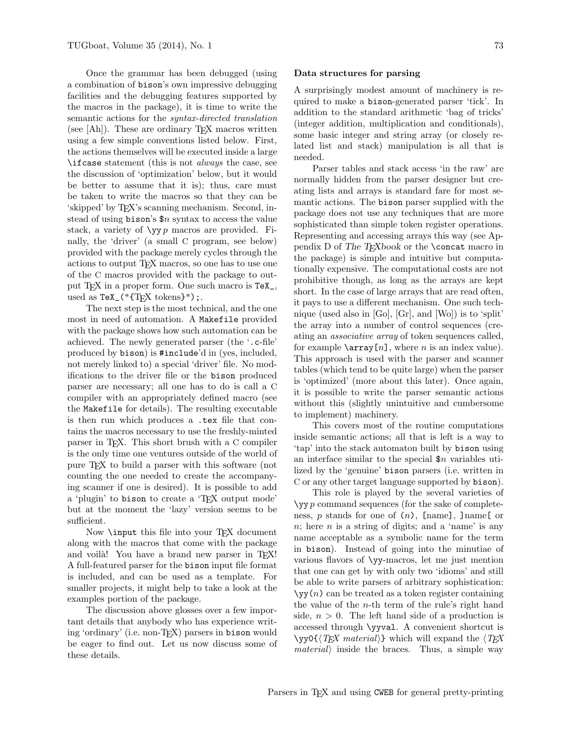Once the grammar has been debugged (using a combination of `bison`'s own impressive debugging facilities and the debugging features supported by the macros in the package), it is time to write the semantic actions for the *syntax-directed translation* (see [Ah]). These are ordinary TEX macros written using a few simple conventions listed below. First, the actions themselves will be executed inside a large `\ifcase` statement (this is not *always* the case, see the discussion of 'optimization' below, but it would be better to assume that it is); thus, care must be taken to write the macros so that they can be 'skipped' by TEX's scanning mechanism. Second, instead of using `bison`'s `$n` syntax to access the value stack, a variety of `\yy` *p* macros are provided. Finally, the 'driver' (a small C program, see below) provided with the package merely cycles through the actions to output TEX macros, so one has to use one of the C macros provided with the package to output TEX in a proper form. One such macro is `TeX_`, used as `TeX_("{TEX tokens}");`.

The next step is the most technical, and the one most in need of automation. A `Makefile` provided with the package shows how such automation can be achieved. The newly generated parser (the '`.c`-file' produced by `bison`) is `#include`'d in (yes, included, not merely linked to) a special 'driver' file. No modifications to the driver file or the `bison` produced parser are necessary; all one has to do is call a C compiler with an appropriately defined macro (see the `Makefile` for details). The resulting executable is then run which produces a `.tex` file that contains the macros necessary to use the freshly-minted parser in TEX. This short brush with a C compiler is the only time one ventures outside of the world of pure TEX to build a parser with this software (not counting the one needed to create the accompanying scanner if one is desired). It is possible to add a 'plugin' to `bison` to create a 'TEX output mode' but at the moment the 'lazy' version seems to be sufficient.

Now `\input` this file into your TEX document along with the macros that come with the package and voilà! You have a brand new parser in TEX! A full-featured parser for the `bison` input file format is included, and can be used as a template. For smaller projects, it might help to take a look at the examples portion of the package.

The discussion above glosses over a few important details that anybody who has experience writing 'ordinary' (i.e. non-TEX) parsers in `bison` would be eager to find out. Let us now discuss some of these details.

**Data structures for parsing**

A surprisingly modest amount of machinery is required to make a `bison`-generated parser 'tick'. In addition to the standard arithmetic 'bag of tricks' (integer addition, multiplication and conditionals), some basic integer and string array (or closely related list and stack) manipulation is all that is needed.

Parser tables and stack access 'in the raw' are normally hidden from the parser designer but creating lists and arrays is standard fare for most semantic actions. The `bison` parser supplied with the package does not use any techniques that are more sophisticated than simple token register operations. Representing and accessing arrays this way (see Appendix D of *The TEXbook* or the `\concat` macro in the package) is simple and intuitive but computationally expensive. The computational costs are not prohibitive though, as long as the arrays are kept short. In the case of large arrays that are read often, it pays to use a different mechanism. One such technique (used also in [Go], [Gr], and [Wo]) is to 'split' the array into a number of control sequences (creating an *associative array* of token sequences called, for example `\array[`*n*`]`, where *n* is an index value). This approach is used with the parser and scanner tables (which tend to be quite large) when the parser is 'optimized' (more about this later). Once again, it is possible to write the parser semantic actions without this (slightly unintuitive and cumbersome to implement) machinery.

This covers most of the routine computations inside semantic actions; all that is left is a way to 'tap' into the stack automaton built by `bison` using an interface similar to the special `$n` variables utilized by the 'genuine' `bison` parsers (i.e. written in C or any other target language supported by `bison`).

This role is played by the several varieties of `\yy` *p* command sequences (for the sake of completeness, *p* stands for one of (*n*), [name], ]name[ or *n*; here *n* is a string of digits; and a 'name' is any name acceptable as a symbolic name for the term in `bison`). Instead of going into the minutiae of various flavors of `\yy`-macros, let me just mention that one can get by with only two 'idioms' and still be able to write parsers of arbitrary sophistication: `\yy(`*n*`)` can be treated as a token register containing the value of the *n*-th term of the rule's right hand side, $n > 0$. The left hand side of a production is accessed through `\yyval`. A convenient shortcut is `\yy0{`⟨*TEX material*⟩`}` which will expand the ⟨*TEX material*⟩ inside the braces. Thus, a simple way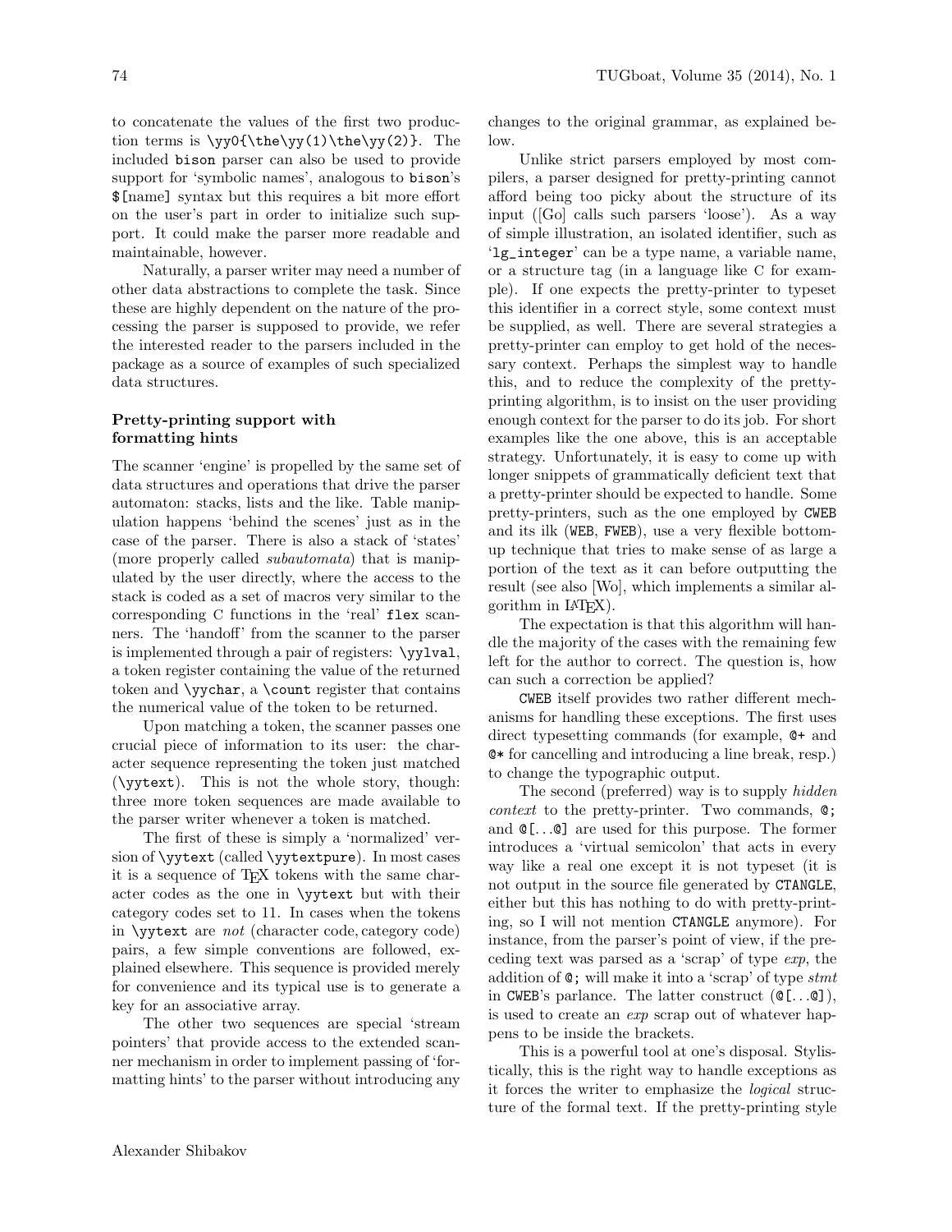to concatenate the values of the first two production terms is `\yy0{\the\yy(1)\the\yy(2)}`. The included `bison` parser can also be used to provide support for 'symbolic names', analogous to `bison`'s `$[name]` syntax but this requires a bit more effort on the user's part in order to initialize such support. It could make the parser more readable and maintainable, however.

Naturally, a parser writer may need a number of other data abstractions to complete the task. Since these are highly dependent on the nature of the processing the parser is supposed to provide, we refer the interested reader to the parsers included in the package as a source of examples of such specialized data structures.

## Pretty-printing support with formatting hints

The scanner 'engine' is propelled by the same set of data structures and operations that drive the parser automaton: stacks, lists and the like. Table manipulation happens 'behind the scenes' just as in the case of the parser. There is also a stack of 'states' (more properly called *subautomata*) that is manipulated by the user directly, where the access to the stack is coded as a set of macros very similar to the corresponding C functions in the 'real' `flex` scanners. The 'handoff' from the scanner to the parser is implemented through a pair of registers: `\yylval`, a token register containing the value of the returned token and `\yychar`, a `\count` register that contains the numerical value of the token to be returned.

Upon matching a token, the scanner passes one crucial piece of information to its user: the character sequence representing the token just matched (`\yytext`). This is not the whole story, though: three more token sequences are made available to the parser writer whenever a token is matched.

The first of these is simply a 'normalized' version of `\yytext` (called `\yytextpure`). In most cases it is a sequence of TeX tokens with the same character codes as the one in `\yytext` but with their category codes set to 11. In cases when the tokens in `\yytext` are *not* (character code, category code) pairs, a few simple conventions are followed, explained elsewhere. This sequence is provided merely for convenience and its typical use is to generate a key for an associative array.

The other two sequences are special 'stream pointers' that provide access to the extended scanner mechanism in order to implement passing of 'formatting hints' to the parser without introducing any changes to the original grammar, as explained below.

Unlike strict parsers employed by most compilers, a parser designed for pretty-printing cannot afford being too picky about the structure of its input ([Go] calls such parsers 'loose'). As a way of simple illustration, an isolated identifier, such as '`lg_integer`' can be a type name, a variable name, or a structure tag (in a language like C for example). If one expects the pretty-printer to typeset this identifier in a correct style, some context must be supplied, as well. There are several strategies a pretty-printer can employ to get hold of the necessary context. Perhaps the simplest way to handle this, and to reduce the complexity of the pretty-printing algorithm, is to insist on the user providing enough context for the parser to do its job. For short examples like the one above, this is an acceptable strategy. Unfortunately, it is easy to come up with longer snippets of grammatically deficient text that a pretty-printer should be expected to handle. Some pretty-printers, such as the one employed by `CWEB` and its ilk (`WEB`, `FWEB`), use a very flexible bottom-up technique that tries to make sense of as large a portion of the text as it can before outputting the result (see also [Wo], which implements a similar algorithm in LaTeX).

The expectation is that this algorithm will handle the majority of the cases with the remaining few left for the author to correct. The question is, how can such a correction be applied?

`CWEB` itself provides two rather different mechanisms for handling these exceptions. The first uses direct typesetting commands (for example, `@+` and `@*` for cancelling and introducing a line break, resp.) to change the typographic output.

The second (preferred) way is to supply *hidden context* to the pretty-printer. Two commands, `@;` and `@[...@]` are used for this purpose. The former introduces a 'virtual semicolon' that acts in every way like a real one except it is not typeset (it is not output in the source file generated by `CTANGLE`, either but this has nothing to do with pretty-printing, so I will not mention `CTANGLE` anymore). For instance, from the parser's point of view, if the preceding text was parsed as a 'scrap' of type *exp*, the addition of `@;` will make it into a 'scrap' of type *stmt* in `CWEB`'s parlance. The latter construct (`@[...@]`), is used to create an *exp* scrap out of whatever happens to be inside the brackets.

This is a powerful tool at one's disposal. Stylistically, this is the right way to handle exceptions as it forces the writer to emphasize the *logical* structure of the formal text. If the pretty-printing style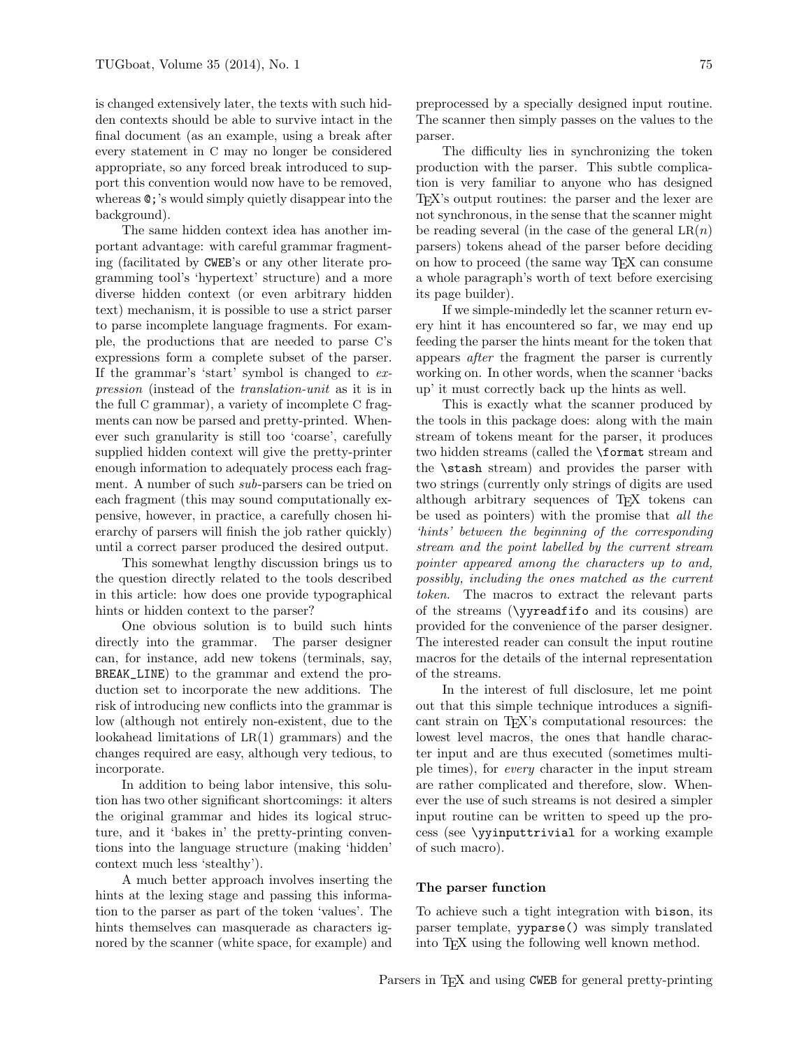is changed extensively later, the texts with such hidden contexts should be able to survive intact in the final document (as an example, using a break after every statement in C may no longer be considered appropriate, so any forced break introduced to support this convention would now have to be removed, whereas `@;`'s would simply quietly disappear into the background).

The same hidden context idea has another important advantage: with careful grammar fragmenting (facilitated by `CWEB`'s or any other literate programming tool's 'hypertext' structure) and a more diverse hidden context (or even arbitrary hidden text) mechanism, it is possible to use a strict parser to parse incomplete language fragments. For example, the productions that are needed to parse C's expressions form a complete subset of the parser. If the grammar's 'start' symbol is changed to *expression* (instead of the *translation-unit* as it is in the full C grammar), a variety of incomplete C fragments can now be parsed and pretty-printed. Whenever such granularity is still too 'coarse', carefully supplied hidden context will give the pretty-printer enough information to adequately process each fragment. A number of such *sub*-parsers can be tried on each fragment (this may sound computationally expensive, however, in practice, a carefully chosen hierarchy of parsers will finish the job rather quickly) until a correct parser produced the desired output.

This somewhat lengthy discussion brings us to the question directly related to the tools described in this article: how does one provide typographical hints or hidden context to the parser?

One obvious solution is to build such hints directly into the grammar. The parser designer can, for instance, add new tokens (terminals, say, `BREAK_LINE`) to the grammar and extend the production set to incorporate the new additions. The risk of introducing new conflicts into the grammar is low (although not entirely non-existent, due to the lookahead limitations of LR(1) grammars) and the changes required are easy, although very tedious, to incorporate.

In addition to being labor intensive, this solution has two other significant shortcomings: it alters the original grammar and hides its logical structure, and it 'bakes in' the pretty-printing conventions into the language structure (making 'hidden' context much less 'stealthy').

A much better approach involves inserting the hints at the lexing stage and passing this information to the parser as part of the token 'values'. The hints themselves can masquerade as characters ignored by the scanner (white space, for example) and preprocessed by a specially designed input routine. The scanner then simply passes on the values to the parser.

The difficulty lies in synchronizing the token production with the parser. This subtle complication is very familiar to anyone who has designed TeX's output routines: the parser and the lexer are not synchronous, in the sense that the scanner might be reading several (in the case of the general LR($n$) parsers) tokens ahead of the parser before deciding on how to proceed (the same way TeX can consume a whole paragraph's worth of text before exercising its page builder).

If we simple-mindedly let the scanner return every hint it has encountered so far, we may end up feeding the parser the hints meant for the token that appears *after* the fragment the parser is currently working on. In other words, when the scanner 'backs up' it must correctly back up the hints as well.

This is exactly what the scanner produced by the tools in this package does: along with the main stream of tokens meant for the parser, it produces two hidden streams (called the `\format` stream and the `\stash` stream) and provides the parser with two strings (currently only strings of digits are used although arbitrary sequences of TeX tokens can be used as pointers) with the promise that *all the 'hints' between the beginning of the corresponding stream and the point labelled by the current stream pointer appeared among the characters up to and, possibly, including the ones matched as the current token*. The macros to extract the relevant parts of the streams (`\yyreadfifo` and its cousins) are provided for the convenience of the parser designer. The interested reader can consult the input routine macros for the details of the internal representation of the streams.

In the interest of full disclosure, let me point out that this simple technique introduces a significant strain on TeX's computational resources: the lowest level macros, the ones that handle character input and are thus executed (sometimes multiple times), for *every* character in the input stream are rather complicated and therefore, slow. Whenever the use of such streams is not desired a simpler input routine can be written to speed up the process (see `\yyinputtrivial` for a working example of such macro).

### The parser function

To achieve such a tight integration with `bison`, its parser template, `yyparse()` was simply translated into TeX using the following well known method.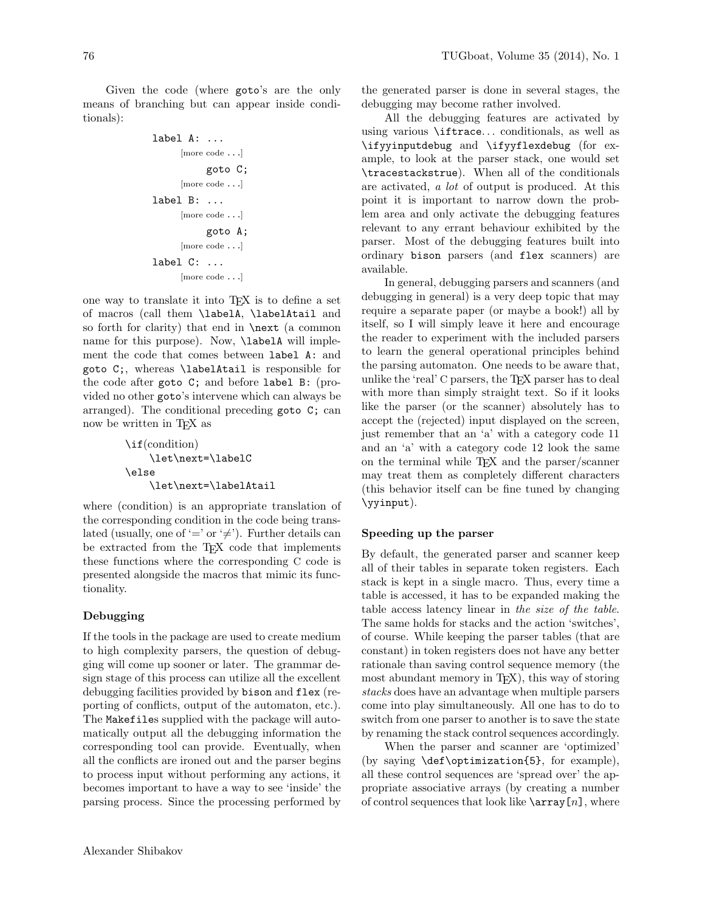Given the code (where goto's are the only means of branching but can appear inside conditionals):

```
label A: ...
      [more code ...]
            goto C;
      [more code ...]
label B: ...
      [more code ...]
            goto A;
      [more code ...]
label C: ...
      [more code ...]
```

one way to translate it into TeX is to define a set of macros (call them `\labelA`, `\labelAtail` and so forth for clarity) that end in `\next` (a common name for this purpose). Now, `\labelA` will implement the code that comes between `label A:` and `goto C;`, whereas `\labelAtail` is responsible for the code after `goto C;` and before `label B:` (provided no other goto's intervene which can always be arranged). The conditional preceding `goto C;` can now be written in TeX as

```
\if(condition)
    \let\next=\labelC
\else
    \let\next=\labelAtail
```

where (condition) is an appropriate translation of the corresponding condition in the code being translated (usually, one of '=' or '≠'). Further details can be extracted from the TeX code that implements these functions where the corresponding C code is presented alongside the macros that mimic its functionality.

### Debugging

If the tools in the package are used to create medium to high complexity parsers, the question of debugging will come up sooner or later. The grammar design stage of this process can utilize all the excellent debugging facilities provided by `bison` and `flex` (reporting of conflicts, output of the automaton, etc.). The `Makefile`s supplied with the package will automatically output all the debugging information the corresponding tool can provide. Eventually, when all the conflicts are ironed out and the parser begins to process input without performing any actions, it becomes important to have a way to see 'inside' the parsing process. Since the processing performed by the generated parser is done in several stages, the debugging may become rather involved.

All the debugging features are activated by using various `\iftrace`... conditionals, as well as `\ifyyinputdebug` and `\ifyyflexdebug` (for example, to look at the parser stack, one would set `\tracestackstrue`). When all of the conditionals are activated, *a lot* of output is produced. At this point it is important to narrow down the problem area and only activate the debugging features relevant to any errant behaviour exhibited by the parser. Most of the debugging features built into ordinary `bison` parsers (and `flex` scanners) are available.

In general, debugging parsers and scanners (and debugging in general) is a very deep topic that may require a separate paper (or maybe a book!) all by itself, so I will simply leave it here and encourage the reader to experiment with the included parsers to learn the general operational principles behind the parsing automaton. One needs to be aware that, unlike the 'real' C parsers, the TeX parser has to deal with more than simply straight text. So if it looks like the parser (or the scanner) absolutely has to accept the (rejected) input displayed on the screen, just remember that an 'a' with a category code 11 and an 'a' with a category code 12 look the same on the terminal while TeX and the parser/scanner may treat them as completely different characters (this behavior itself can be fine tuned by changing `\yyinput`).

### Speeding up the parser

By default, the generated parser and scanner keep all of their tables in separate token registers. Each stack is kept in a single macro. Thus, every time a table is accessed, it has to be expanded making the table access latency linear in *the size of the table*. The same holds for stacks and the action 'switches', of course. While keeping the parser tables (that are constant) in token registers does not have any better rationale than saving control sequence memory (the most abundant memory in TeX), this way of storing *stacks* does have an advantage when multiple parsers come into play simultaneously. All one has to do to switch from one parser to another is to save the state by renaming the stack control sequences accordingly.

When the parser and scanner are 'optimized' (by saying `\def\optimization{5}`, for example), all these control sequences are 'spread over' the appropriate associative arrays (by creating a number of control sequences that look like `\array[`*n*`]`, where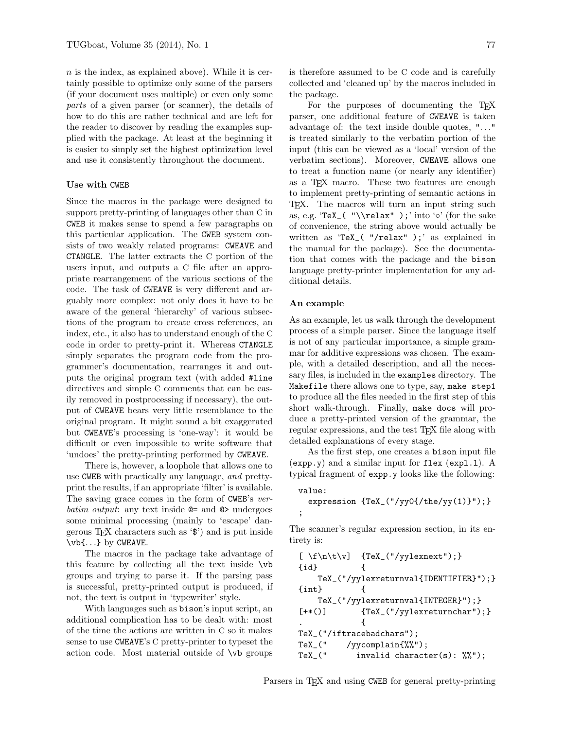$n$ is the index, as explained above). While it is certainly possible to optimize only some of the parsers (if your document uses multiple) or even only some *parts* of a given parser (or scanner), the details of how to do this are rather technical and are left for the reader to discover by reading the examples supplied with the package. At least at the beginning it is easier to simply set the highest optimization level and use it consistently throughout the document.

### Use with CWEB

Since the macros in the package were designed to support pretty-printing of languages other than C in CWEB it makes sense to spend a few paragraphs on this particular application. The CWEB system consists of two weakly related programs: CWEAVE and CTANGLE. The latter extracts the C portion of the users input, and outputs a C file after an appropriate rearrangement of the various sections of the code. The task of CWEAVE is very different and arguably more complex: not only does it have to be aware of the general 'hierarchy' of various subsections of the program to create cross references, an index, etc., it also has to understand enough of the C code in order to pretty-print it. Whereas CTANGLE simply separates the program code from the programmer's documentation, rearranges it and outputs the original program text (with added `#line` directives and simple C comments that can be easily removed in postprocessing if necessary), the output of CWEAVE bears very little resemblance to the original program. It might sound a bit exaggerated but CWEAVE's processing is 'one-way': it would be difficult or even impossible to write software that 'undoes' the pretty-printing performed by CWEAVE.

There is, however, a loophole that allows one to use CWEB with practically any language, *and* pretty-print the results, if an appropriate 'filter' is available. The saving grace comes in the form of CWEB's *verbatim output*: any text inside `@=` and `@>` undergoes some minimal processing (mainly to 'escape' dangerous TEX characters such as '`$`') and is put inside `\vb{...}` by CWEAVE.

The macros in the package take advantage of this feature by collecting all the text inside `\vb` groups and trying to parse it. If the parsing pass is successful, pretty-printed output is produced, if not, the text is output in 'typewriter' style.

With languages such as bison's input script, an additional complication has to be dealt with: most of the time the actions are written in C so it makes sense to use CWEAVE's C pretty-printer to typeset the action code. Most material outside of `\vb` groups is therefore assumed to be C code and is carefully collected and 'cleaned up' by the macros included in the package.

For the purposes of documenting the TEX parser, one additional feature of CWEAVE is taken advantage of: the text inside double quotes, `"..."` is treated similarly to the verbatim portion of the input (this can be viewed as a 'local' version of the verbatim sections). Moreover, CWEAVE allows one to treat a function name (or nearly any identifier) as a TEX macro. These two features are enough to implement pretty-printing of semantic actions in TEX. The macros will turn an input string such as, e.g. '`TeX_( "\\relax" );`' into '∘' (for the sake of convenience, the string above would actually be written as '`TeX_( "/relax" );`' as explained in the manual for the package). See the documentation that comes with the package and the bison language pretty-printer implementation for any additional details.

### An example

As an example, let us walk through the development process of a simple parser. Since the language itself is not of any particular importance, a simple grammar for additive expressions was chosen. The example, with a detailed description, and all the necessary files, is included in the `examples` directory. The `Makefile` there allows one to type, say, `make step1` to produce all the files needed in the first step of this short walk-through. Finally, `make docs` will produce a pretty-printed version of the grammar, the regular expressions, and the test TEX file along with detailed explanations of every stage.

As the first step, one creates a bison input file (`expp.y`) and a similar input for flex (`expl.l`). A typical fragment of `expp.y` looks like the following:

```
value:
  expression {TeX_("/yy0{/the/yy(1)}");}
;
```

The scanner's regular expression section, in its entirety is:

```
[ \f\n\t\v]  {TeX_("/yylexnext");}
{id}         {
    TeX_("/yylexreturnval{IDENTIFIER}");}
{int}        {
    TeX_("/yylexreturnval{INTEGER}");}
[+*()]       {TeX_("/yylexreturnchar");}
.            {
TeX_("/iftracebadchars");
TeX_("    /yycomplain{%%");
TeX_("      invalid character(s): %%");
```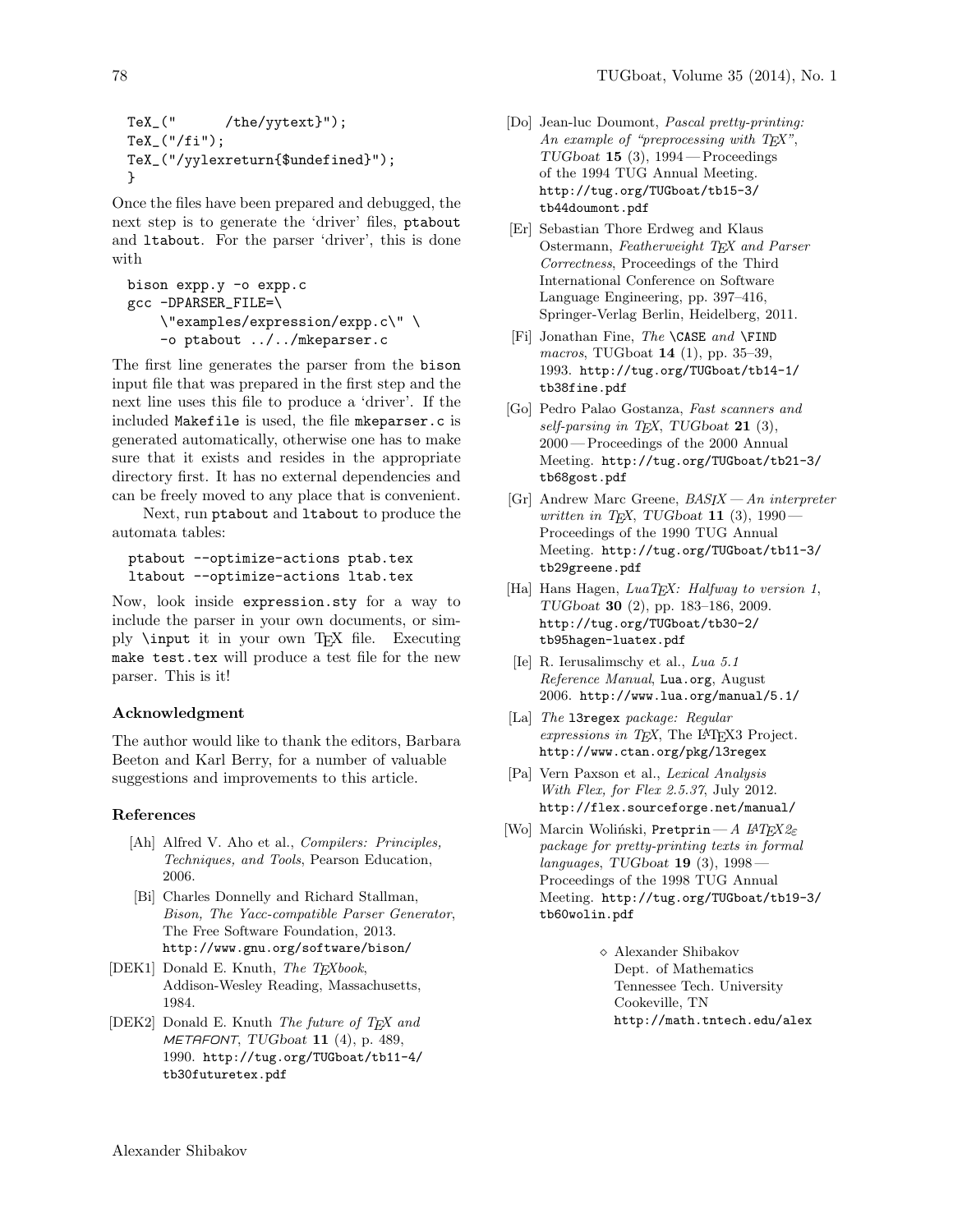```
TeX_("      /the/yytext}");
TeX_("/fi");
TeX_("/yylexreturn{$undefined}");
}
```

Once the files have been prepared and debugged, the next step is to generate the 'driver' files, ptabout and ltabout. For the parser 'driver', this is done with

```
bison expp.y -o expp.c
gcc -DPARSER_FILE=\
    \"examples/expression/expp.c\" \
    -o ptabout ../../mkeparser.c
```

The first line generates the parser from the bison input file that was prepared in the first step and the next line uses this file to produce a 'driver'. If the included Makefile is used, the file mkeparser.c is generated automatically, otherwise one has to make sure that it exists and resides in the appropriate directory first. It has no external dependencies and can be freely moved to any place that is convenient.

Next, run ptabout and ltabout to produce the automata tables:

```
ptabout --optimize-actions ptab.tex
ltabout --optimize-actions ltab.tex
```

Now, look inside expression.sty for a way to include the parser in your own documents, or simply \input it in your own TeX file. Executing make test.tex will produce a test file for the new parser. This is it!

### Acknowledgment

The author would like to thank the editors, Barbara Beeton and Karl Berry, for a number of valuable suggestions and improvements to this article.

### References

[Ah] Alfred V. Aho et al., *Compilers: Principles, Techniques, and Tools*, Pearson Education, 2006.

[Bi] Charles Donnelly and Richard Stallman, *Bison, The Yacc-compatible Parser Generator*, The Free Software Foundation, 2013. http://www.gnu.org/software/bison/

[DEK1] Donald E. Knuth, *The TeXbook*, Addison-Wesley Reading, Massachusetts, 1984.

[DEK2] Donald E. Knuth *The future of TeX and METAFONT*, *TUGboat* **11** (4), p. 489, 1990. http://tug.org/TUGboat/tb11-4/tb30futuretex.pdf

[Do] Jean-luc Doumont, *Pascal pretty-printing: An example of "preprocessing with TeX"*, *TUGboat* **15** (3), 1994 — Proceedings of the 1994 TUG Annual Meeting. http://tug.org/TUGboat/tb15-3/tb44doumont.pdf

[Er] Sebastian Thore Erdweg and Klaus Ostermann, *Featherweight TeX and Parser Correctness*, Proceedings of the Third International Conference on Software Language Engineering, pp. 397–416, Springer-Verlag Berlin, Heidelberg, 2011.

[Fi] Jonathan Fine, *The* \CASE *and* \FIND *macros*, TUGboat **14** (1), pp. 35–39, 1993. http://tug.org/TUGboat/tb14-1/tb38fine.pdf

[Go] Pedro Palao Gostanza, *Fast scanners and self-parsing in TeX*, *TUGboat* **21** (3), 2000 — Proceedings of the 2000 Annual Meeting. http://tug.org/TUGboat/tb21-3/tb68gost.pdf

[Gr] Andrew Marc Greene, *BASIX — An interpreter written in TeX*, *TUGboat* **11** (3), 1990 — Proceedings of the 1990 TUG Annual Meeting. http://tug.org/TUGboat/tb11-3/tb29greene.pdf

[Ha] Hans Hagen, *LuaTeX: Halfway to version 1*, *TUGboat* **30** (2), pp. 183–186, 2009. http://tug.org/TUGboat/tb30-2/tb95hagen-luatex.pdf

[Ie] R. Ierusalimschy et al., *Lua 5.1 Reference Manual*, Lua.org, August 2006. http://www.lua.org/manual/5.1/

[La] *The* l3regex *package: Regular expressions in TeX*, The LaTeX3 Project. http://www.ctan.org/pkg/l3regex

[Pa] Vern Paxson et al., *Lexical Analysis With Flex, for Flex 2.5.37*, July 2012. http://flex.sourceforge.net/manual/

[Wo] Marcin Woliński, Pretprin — *A LaTeX2ε package for pretty-printing texts in formal languages*, *TUGboat* **19** (3), 1998 — Proceedings of the 1998 TUG Annual Meeting. http://tug.org/TUGboat/tb19-3/tb60wolin.pdf

◇ Alexander Shibakov
Dept. of Mathematics
Tennessee Tech. University
Cookeville, TN
http://math.tntech.edu/alex